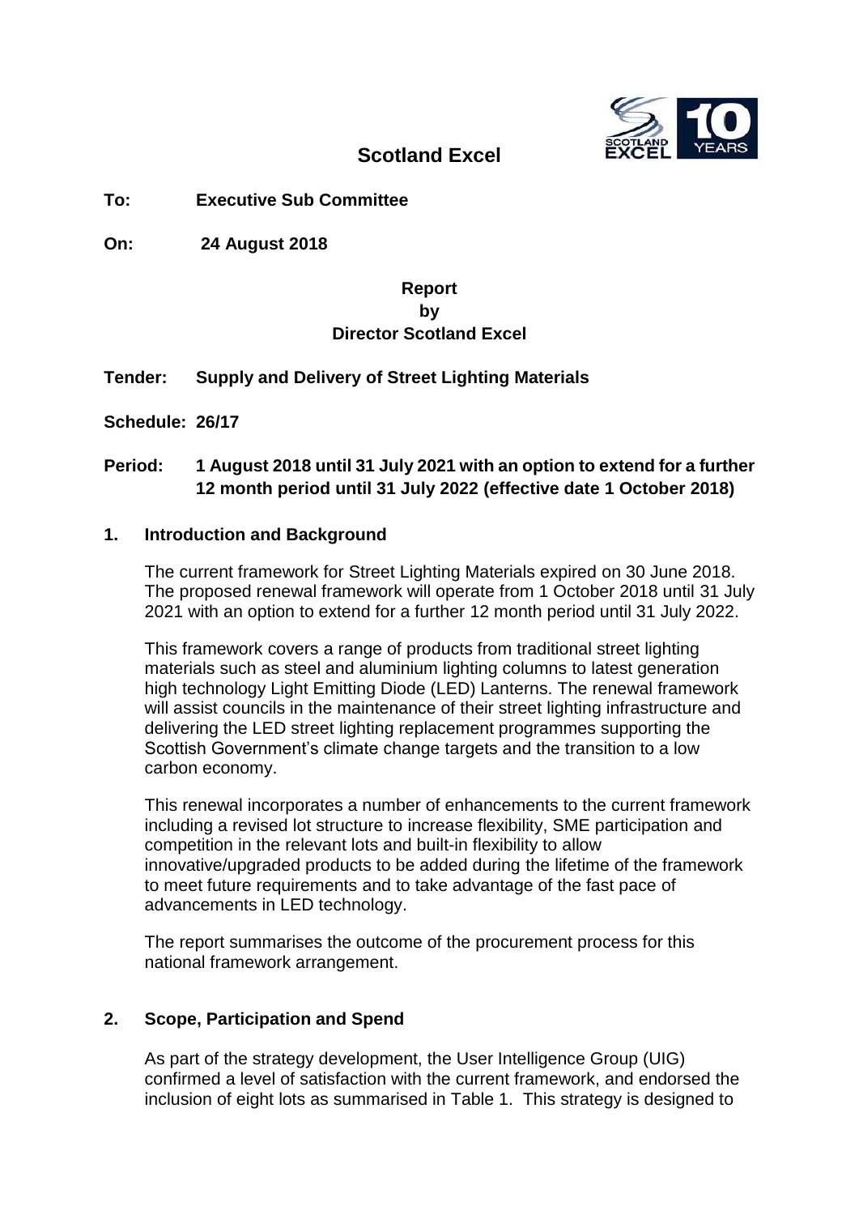# Scotland Excel

**To:** **Executive Sub Committee**

**On:** **24 August 2018**

**Report**
**by**
**Director Scotland Excel**

**Tender:** **Supply and Delivery of Street Lighting Materials**

**Schedule: 26/17**

**Period:** **1 August 2018 until 31 July 2021 with an option to extend for a further 12 month period until 31 July 2022 (effective date 1 October 2018)**

## 1. Introduction and Background

The current framework for Street Lighting Materials expired on 30 June 2018. The proposed renewal framework will operate from 1 October 2018 until 31 July 2021 with an option to extend for a further 12 month period until 31 July 2022.

This framework covers a range of products from traditional street lighting materials such as steel and aluminium lighting columns to latest generation high technology Light Emitting Diode (LED) Lanterns. The renewal framework will assist councils in the maintenance of their street lighting infrastructure and delivering the LED street lighting replacement programmes supporting the Scottish Government's climate change targets and the transition to a low carbon economy.

This renewal incorporates a number of enhancements to the current framework including a revised lot structure to increase flexibility, SME participation and competition in the relevant lots and built-in flexibility to allow innovative/upgraded products to be added during the lifetime of the framework to meet future requirements and to take advantage of the fast pace of advancements in LED technology.

The report summarises the outcome of the procurement process for this national framework arrangement.

## 2. Scope, Participation and Spend

As part of the strategy development, the User Intelligence Group (UIG) confirmed a level of satisfaction with the current framework, and endorsed the inclusion of eight lots as summarised in Table 1. This strategy is designed to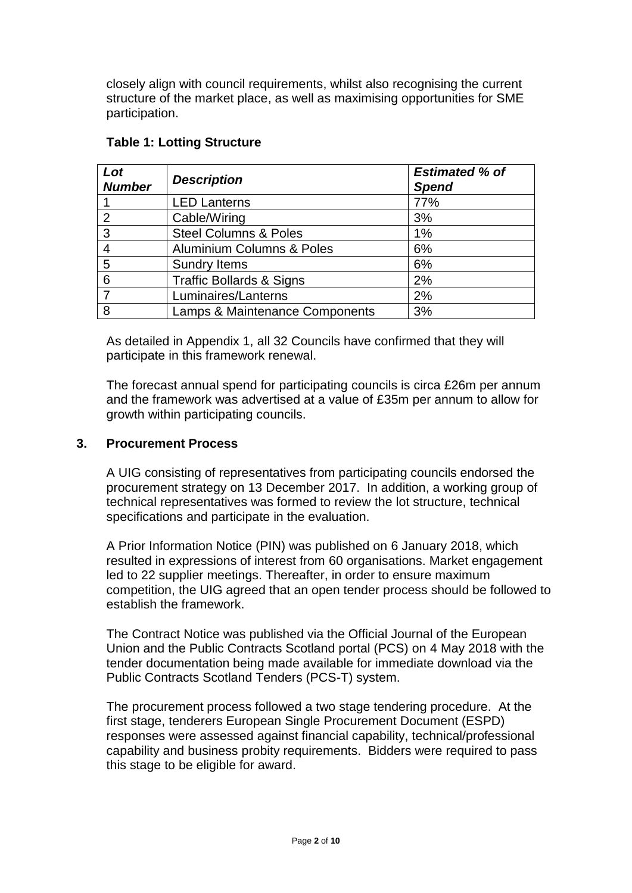closely align with council requirements, whilst also recognising the current structure of the market place, as well as maximising opportunities for SME participation.

**Table 1: Lotting Structure**

| ***Lot Number*** | ***Description*** | ***Estimated % of Spend*** |
|---|---|---|
| 1 | LED Lanterns | 77% |
| 2 | Cable/Wiring | 3% |
| 3 | Steel Columns & Poles | 1% |
| 4 | Aluminium Columns & Poles | 6% |
| 5 | Sundry Items | 6% |
| 6 | Traffic Bollards & Signs | 2% |
| 7 | Luminaires/Lanterns | 2% |
| 8 | Lamps & Maintenance Components | 3% |

As detailed in Appendix 1, all 32 Councils have confirmed that they will participate in this framework renewal.

The forecast annual spend for participating councils is circa £26m per annum and the framework was advertised at a value of £35m per annum to allow for growth within participating councils.

## 3. Procurement Process

A UIG consisting of representatives from participating councils endorsed the procurement strategy on 13 December 2017. In addition, a working group of technical representatives was formed to review the lot structure, technical specifications and participate in the evaluation.

A Prior Information Notice (PIN) was published on 6 January 2018, which resulted in expressions of interest from 60 organisations. Market engagement led to 22 supplier meetings. Thereafter, in order to ensure maximum competition, the UIG agreed that an open tender process should be followed to establish the framework.

The Contract Notice was published via the Official Journal of the European Union and the Public Contracts Scotland portal (PCS) on 4 May 2018 with the tender documentation being made available for immediate download via the Public Contracts Scotland Tenders (PCS-T) system.

The procurement process followed a two stage tendering procedure. At the first stage, tenderers European Single Procurement Document (ESPD) responses were assessed against financial capability, technical/professional capability and business probity requirements. Bidders were required to pass this stage to be eligible for award.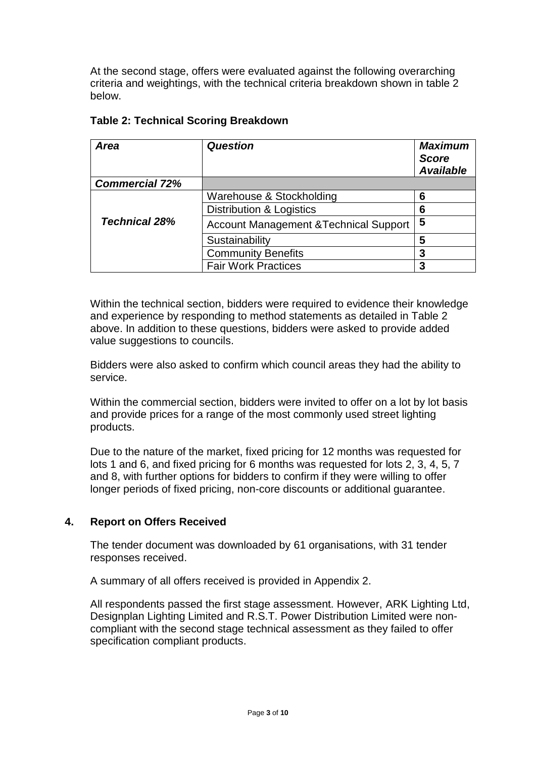At the second stage, offers were evaluated against the following overarching criteria and weightings, with the technical criteria breakdown shown in table 2 below.

**Table 2: Technical Scoring Breakdown**

| ***Area*** | ***Question*** | ***Maximum Score Available*** |
|---|---|---|
| ***Commercial 72%*** | | |
| ***Technical 28%*** | Warehouse & Stockholding | **6** |
| | Distribution & Logistics | **6** |
| | Account Management &Technical Support | **5** |
| | Sustainability | **5** |
| | Community Benefits | **3** |
| | Fair Work Practices | **3** |

Within the technical section, bidders were required to evidence their knowledge and experience by responding to method statements as detailed in Table 2 above. In addition to these questions, bidders were asked to provide added value suggestions to councils.

Bidders were also asked to confirm which council areas they had the ability to service.

Within the commercial section, bidders were invited to offer on a lot by lot basis and provide prices for a range of the most commonly used street lighting products.

Due to the nature of the market, fixed pricing for 12 months was requested for lots 1 and 6, and fixed pricing for 6 months was requested for lots 2, 3, 4, 5, 7 and 8, with further options for bidders to confirm if they were willing to offer longer periods of fixed pricing, non-core discounts or additional guarantee.

## 4. Report on Offers Received

The tender document was downloaded by 61 organisations, with 31 tender responses received.

A summary of all offers received is provided in Appendix 2.

All respondents passed the first stage assessment. However, ARK Lighting Ltd, Designplan Lighting Limited and R.S.T. Power Distribution Limited were non-compliant with the second stage technical assessment as they failed to offer specification compliant products.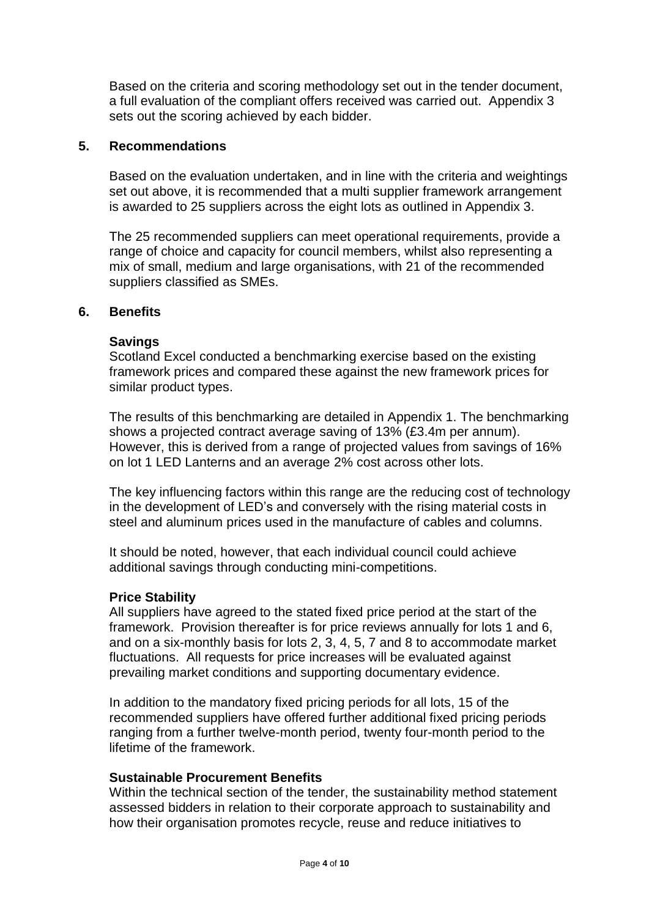Based on the criteria and scoring methodology set out in the tender document, a full evaluation of the compliant offers received was carried out. Appendix 3 sets out the scoring achieved by each bidder.

## 5. Recommendations

Based on the evaluation undertaken, and in line with the criteria and weightings set out above, it is recommended that a multi supplier framework arrangement is awarded to 25 suppliers across the eight lots as outlined in Appendix 3.

The 25 recommended suppliers can meet operational requirements, provide a range of choice and capacity for council members, whilst also representing a mix of small, medium and large organisations, with 21 of the recommended suppliers classified as SMEs.

## 6. Benefits

### Savings

Scotland Excel conducted a benchmarking exercise based on the existing framework prices and compared these against the new framework prices for similar product types.

The results of this benchmarking are detailed in Appendix 1. The benchmarking shows a projected contract average saving of 13% (£3.4m per annum). However, this is derived from a range of projected values from savings of 16% on lot 1 LED Lanterns and an average 2% cost across other lots.

The key influencing factors within this range are the reducing cost of technology in the development of LED's and conversely with the rising material costs in steel and aluminum prices used in the manufacture of cables and columns.

It should be noted, however, that each individual council could achieve additional savings through conducting mini-competitions.

### Price Stability

All suppliers have agreed to the stated fixed price period at the start of the framework. Provision thereafter is for price reviews annually for lots 1 and 6, and on a six-monthly basis for lots 2, 3, 4, 5, 7 and 8 to accommodate market fluctuations. All requests for price increases will be evaluated against prevailing market conditions and supporting documentary evidence.

In addition to the mandatory fixed pricing periods for all lots, 15 of the recommended suppliers have offered further additional fixed pricing periods ranging from a further twelve-month period, twenty four-month period to the lifetime of the framework.

### Sustainable Procurement Benefits

Within the technical section of the tender, the sustainability method statement assessed bidders in relation to their corporate approach to sustainability and how their organisation promotes recycle, reuse and reduce initiatives to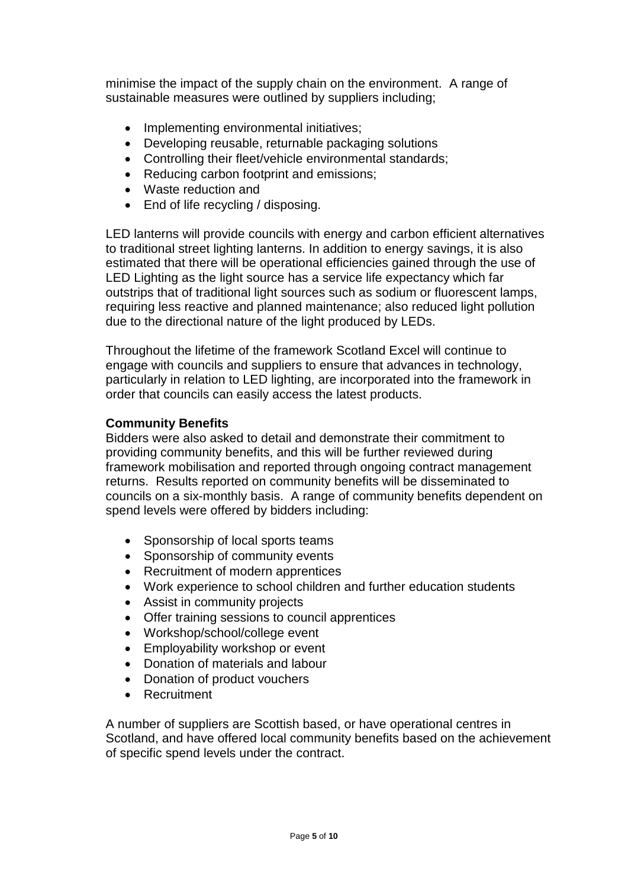minimise the impact of the supply chain on the environment. A range of sustainable measures were outlined by suppliers including;

- Implementing environmental initiatives;
- Developing reusable, returnable packaging solutions
- Controlling their fleet/vehicle environmental standards;
- Reducing carbon footprint and emissions;
- Waste reduction and
- End of life recycling / disposing.

LED lanterns will provide councils with energy and carbon efficient alternatives to traditional street lighting lanterns. In addition to energy savings, it is also estimated that there will be operational efficiencies gained through the use of LED Lighting as the light source has a service life expectancy which far outstrips that of traditional light sources such as sodium or fluorescent lamps, requiring less reactive and planned maintenance; also reduced light pollution due to the directional nature of the light produced by LEDs.

Throughout the lifetime of the framework Scotland Excel will continue to engage with councils and suppliers to ensure that advances in technology, particularly in relation to LED lighting, are incorporated into the framework in order that councils can easily access the latest products.

**Community Benefits**

Bidders were also asked to detail and demonstrate their commitment to providing community benefits, and this will be further reviewed during framework mobilisation and reported through ongoing contract management returns. Results reported on community benefits will be disseminated to councils on a six-monthly basis. A range of community benefits dependent on spend levels were offered by bidders including:

- Sponsorship of local sports teams
- Sponsorship of community events
- Recruitment of modern apprentices
- Work experience to school children and further education students
- Assist in community projects
- Offer training sessions to council apprentices
- Workshop/school/college event
- Employability workshop or event
- Donation of materials and labour
- Donation of product vouchers
- Recruitment

A number of suppliers are Scottish based, or have operational centres in Scotland, and have offered local community benefits based on the achievement of specific spend levels under the contract.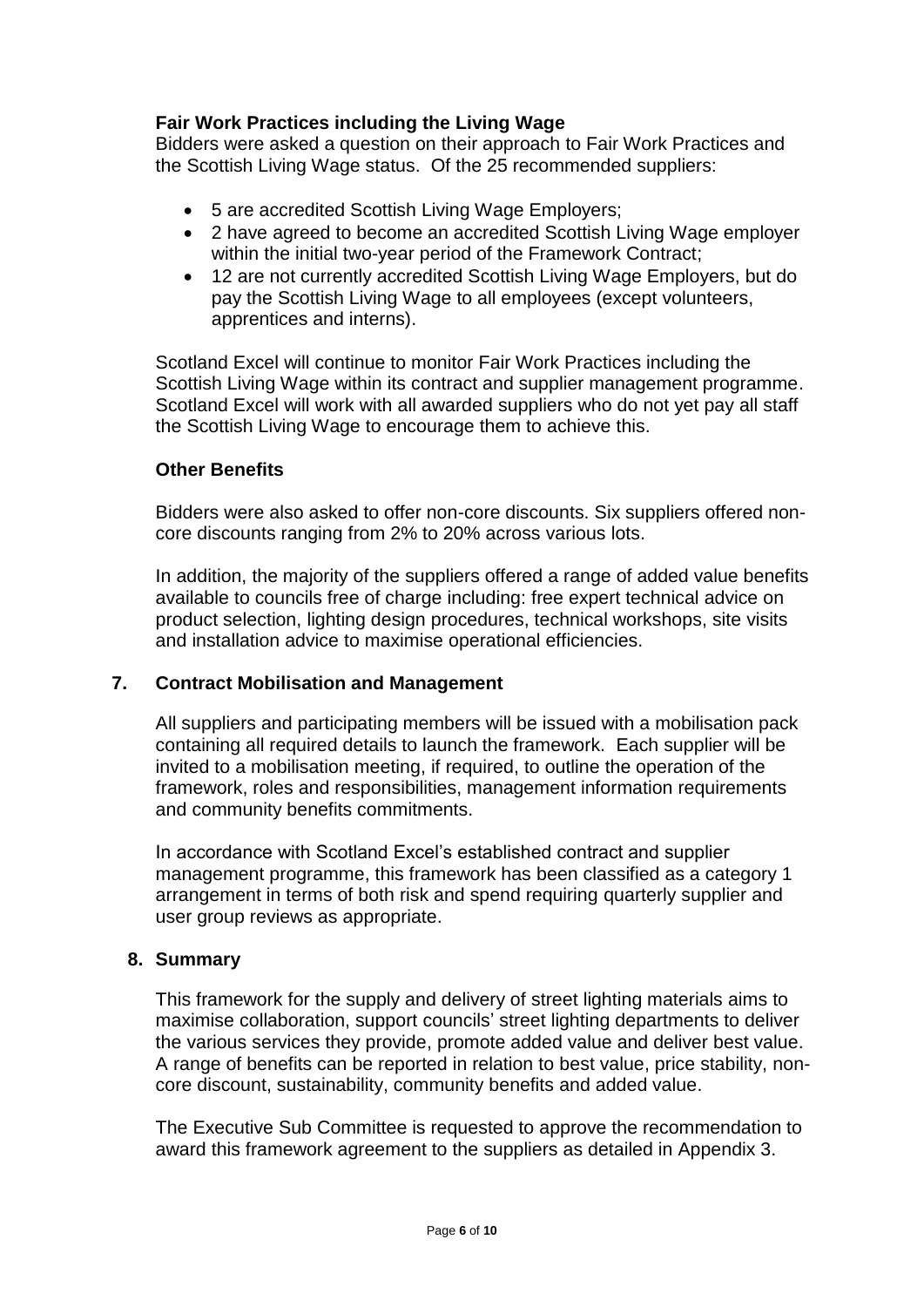### Fair Work Practices including the Living Wage

Bidders were asked a question on their approach to Fair Work Practices and the Scottish Living Wage status. Of the 25 recommended suppliers:

- 5 are accredited Scottish Living Wage Employers;
- 2 have agreed to become an accredited Scottish Living Wage employer within the initial two-year period of the Framework Contract;
- 12 are not currently accredited Scottish Living Wage Employers, but do pay the Scottish Living Wage to all employees (except volunteers, apprentices and interns).

Scotland Excel will continue to monitor Fair Work Practices including the Scottish Living Wage within its contract and supplier management programme. Scotland Excel will work with all awarded suppliers who do not yet pay all staff the Scottish Living Wage to encourage them to achieve this.

### Other Benefits

Bidders were also asked to offer non-core discounts. Six suppliers offered non-core discounts ranging from 2% to 20% across various lots.

In addition, the majority of the suppliers offered a range of added value benefits available to councils free of charge including: free expert technical advice on product selection, lighting design procedures, technical workshops, site visits and installation advice to maximise operational efficiencies.

## 7. Contract Mobilisation and Management

All suppliers and participating members will be issued with a mobilisation pack containing all required details to launch the framework. Each supplier will be invited to a mobilisation meeting, if required, to outline the operation of the framework, roles and responsibilities, management information requirements and community benefits commitments.

In accordance with Scotland Excel's established contract and supplier management programme, this framework has been classified as a category 1 arrangement in terms of both risk and spend requiring quarterly supplier and user group reviews as appropriate.

## 8. Summary

This framework for the supply and delivery of street lighting materials aims to maximise collaboration, support councils' street lighting departments to deliver the various services they provide, promote added value and deliver best value. A range of benefits can be reported in relation to best value, price stability, non-core discount, sustainability, community benefits and added value.

The Executive Sub Committee is requested to approve the recommendation to award this framework agreement to the suppliers as detailed in Appendix 3.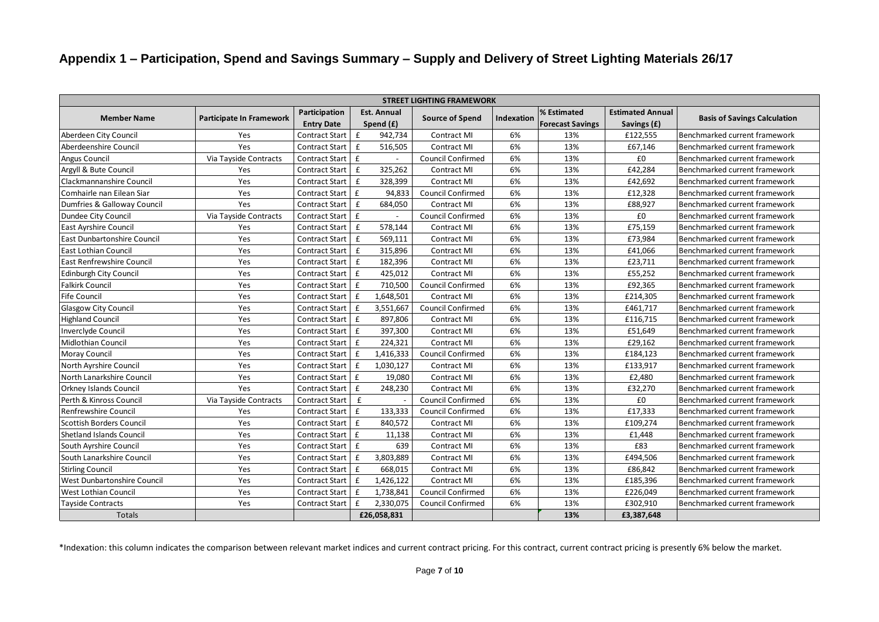# Appendix 1 – Participation, Spend and Savings Summary – Supply and Delivery of Street Lighting Materials 26/17

| STREET LIGHTING FRAMEWORK | | | | | | | | |
|---|---|---|---|---|---|---|---|---|
| **Member Name** | **Participate In Framework** | **Participation Entry Date** | **Est. Annual Spend (£)** | **Source of Spend** | **Indexation** | **% Estimated Forecast Savings** | **Estimated Annual Savings (£)** | **Basis of Savings Calculation** |
| Aberdeen City Council | Yes | Contract Start | £ 942,734 | Contract MI | 6% | 13% | £122,555 | Benchmarked current framework |
| Aberdeenshire Council | Yes | Contract Start | £ 516,505 | Contract MI | 6% | 13% | £67,146 | Benchmarked current framework |
| Angus Council | Via Tayside Contracts | Contract Start | £ - | Council Confirmed | 6% | 13% | £0 | Benchmarked current framework |
| Argyll & Bute Council | Yes | Contract Start | £ 325,262 | Contract MI | 6% | 13% | £42,284 | Benchmarked current framework |
| Clackmannanshire Council | Yes | Contract Start | £ 328,399 | Contract MI | 6% | 13% | £42,692 | Benchmarked current framework |
| Comhairle nan Eilean Siar | Yes | Contract Start | £ 94,833 | Council Confirmed | 6% | 13% | £12,328 | Benchmarked current framework |
| Dumfries & Galloway Council | Yes | Contract Start | £ 684,050 | Contract MI | 6% | 13% | £88,927 | Benchmarked current framework |
| Dundee City Council | Via Tayside Contracts | Contract Start | £ - | Council Confirmed | 6% | 13% | £0 | Benchmarked current framework |
| East Ayrshire Council | Yes | Contract Start | £ 578,144 | Contract MI | 6% | 13% | £75,159 | Benchmarked current framework |
| East Dunbartonshire Council | Yes | Contract Start | £ 569,111 | Contract MI | 6% | 13% | £73,984 | Benchmarked current framework |
| East Lothian Council | Yes | Contract Start | £ 315,896 | Contract MI | 6% | 13% | £41,066 | Benchmarked current framework |
| East Renfrewshire Council | Yes | Contract Start | £ 182,396 | Contract MI | 6% | 13% | £23,711 | Benchmarked current framework |
| Edinburgh City Council | Yes | Contract Start | £ 425,012 | Contract MI | 6% | 13% | £55,252 | Benchmarked current framework |
| Falkirk Council | Yes | Contract Start | £ 710,500 | Council Confirmed | 6% | 13% | £92,365 | Benchmarked current framework |
| Fife Council | Yes | Contract Start | £ 1,648,501 | Contract MI | 6% | 13% | £214,305 | Benchmarked current framework |
| Glasgow City Council | Yes | Contract Start | £ 3,551,667 | Council Confirmed | 6% | 13% | £461,717 | Benchmarked current framework |
| Highland Council | Yes | Contract Start | £ 897,806 | Contract MI | 6% | 13% | £116,715 | Benchmarked current framework |
| Inverclyde Council | Yes | Contract Start | £ 397,300 | Contract MI | 6% | 13% | £51,649 | Benchmarked current framework |
| Midlothian Council | Yes | Contract Start | £ 224,321 | Contract MI | 6% | 13% | £29,162 | Benchmarked current framework |
| Moray Council | Yes | Contract Start | £ 1,416,333 | Council Confirmed | 6% | 13% | £184,123 | Benchmarked current framework |
| North Ayrshire Council | Yes | Contract Start | £ 1,030,127 | Contract MI | 6% | 13% | £133,917 | Benchmarked current framework |
| North Lanarkshire Council | Yes | Contract Start | £ 19,080 | Contract MI | 6% | 13% | £2,480 | Benchmarked current framework |
| Orkney Islands Council | Yes | Contract Start | £ 248,230 | Contract MI | 6% | 13% | £32,270 | Benchmarked current framework |
| Perth & Kinross Council | Via Tayside Contracts | Contract Start | £ - | Council Confirmed | 6% | 13% | £0 | Benchmarked current framework |
| Renfrewshire Council | Yes | Contract Start | £ 133,333 | Council Confirmed | 6% | 13% | £17,333 | Benchmarked current framework |
| Scottish Borders Council | Yes | Contract Start | £ 840,572 | Contract MI | 6% | 13% | £109,274 | Benchmarked current framework |
| Shetland Islands Council | Yes | Contract Start | £ 11,138 | Contract MI | 6% | 13% | £1,448 | Benchmarked current framework |
| South Ayrshire Council | Yes | Contract Start | £ 639 | Contract MI | 6% | 13% | £83 | Benchmarked current framework |
| South Lanarkshire Council | Yes | Contract Start | £ 3,803,889 | Contract MI | 6% | 13% | £494,506 | Benchmarked current framework |
| Stirling Council | Yes | Contract Start | £ 668,015 | Contract MI | 6% | 13% | £86,842 | Benchmarked current framework |
| West Dunbartonshire Council | Yes | Contract Start | £ 1,426,122 | Contract MI | 6% | 13% | £185,396 | Benchmarked current framework |
| West Lothian Council | Yes | Contract Start | £ 1,738,841 | Council Confirmed | 6% | 13% | £226,049 | Benchmarked current framework |
| Tayside Contracts | Yes | Contract Start | £ 2,330,075 | Council Confirmed | 6% | 13% | £302,910 | Benchmarked current framework |
| Totals | | | **£26,058,831** | | | **13%** | **£3,387,648** | |

*Indexation: this column indicates the comparison between relevant market indices and current contract pricing. For this contract, current contract pricing is presently 6% below the market.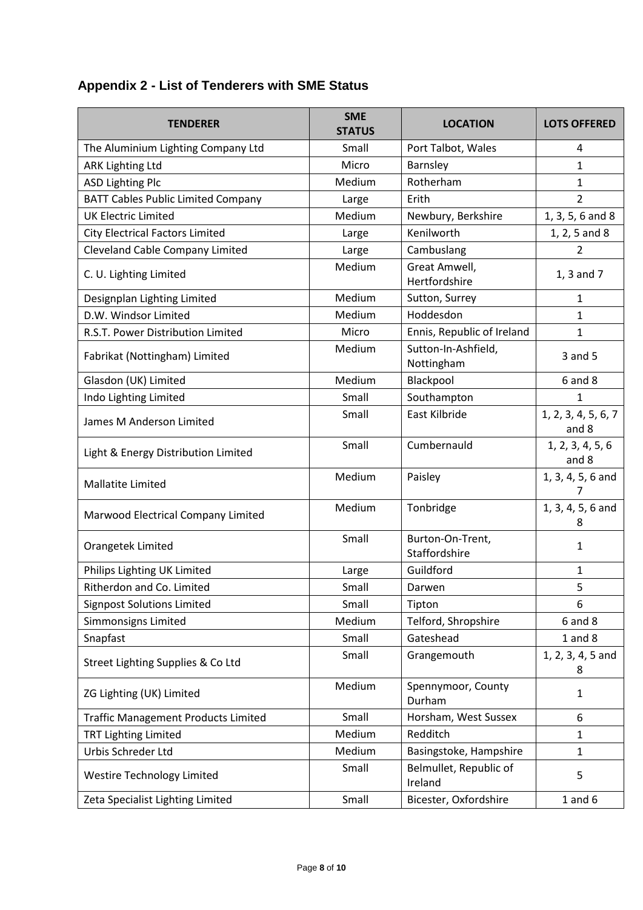## Appendix 2 - List of Tenderers with SME Status

| TENDERER | SME STATUS | LOCATION | LOTS OFFERED |
|---|---|---|---|
| The Aluminium Lighting Company Ltd | Small | Port Talbot, Wales | 4 |
| ARK Lighting Ltd | Micro | Barnsley | 1 |
| ASD Lighting Plc | Medium | Rotherham | 1 |
| BATT Cables Public Limited Company | Large | Erith | 2 |
| UK Electric Limited | Medium | Newbury, Berkshire | 1, 3, 5, 6 and 8 |
| City Electrical Factors Limited | Large | Kenilworth | 1, 2, 5 and 8 |
| Cleveland Cable Company Limited | Large | Cambuslang | 2 |
| C. U. Lighting Limited | Medium | Great Amwell, Hertfordshire | 1, 3 and 7 |
| Designplan Lighting Limited | Medium | Sutton, Surrey | 1 |
| D.W. Windsor Limited | Medium | Hoddesdon | 1 |
| R.S.T. Power Distribution Limited | Micro | Ennis, Republic of Ireland | 1 |
| Fabrikat (Nottingham) Limited | Medium | Sutton-In-Ashfield, Nottingham | 3 and 5 |
| Glasdon (UK) Limited | Medium | Blackpool | 6 and 8 |
| Indo Lighting Limited | Small | Southampton | 1 |
| James M Anderson Limited | Small | East Kilbride | 1, 2, 3, 4, 5, 6, 7 and 8 |
| Light & Energy Distribution Limited | Small | Cumbernauld | 1, 2, 3, 4, 5, 6 and 8 |
| Mallatite Limited | Medium | Paisley | 1, 3, 4, 5, 6 and 7 |
| Marwood Electrical Company Limited | Medium | Tonbridge | 1, 3, 4, 5, 6 and 8 |
| Orangetek Limited | Small | Burton-On-Trent, Staffordshire | 1 |
| Philips Lighting UK Limited | Large | Guildford | 1 |
| Ritherdon and Co. Limited | Small | Darwen | 5 |
| Signpost Solutions Limited | Small | Tipton | 6 |
| Simmonsigns Limited | Medium | Telford, Shropshire | 6 and 8 |
| Snapfast | Small | Gateshead | 1 and 8 |
| Street Lighting Supplies & Co Ltd | Small | Grangemouth | 1, 2, 3, 4, 5 and 8 |
| ZG Lighting (UK) Limited | Medium | Spennymoor, County Durham | 1 |
| Traffic Management Products Limited | Small | Horsham, West Sussex | 6 |
| TRT Lighting Limited | Medium | Redditch | 1 |
| Urbis Schreder Ltd | Medium | Basingstoke, Hampshire | 1 |
| Westire Technology Limited | Small | Belmullet, Republic of Ireland | 5 |
| Zeta Specialist Lighting Limited | Small | Bicester, Oxfordshire | 1 and 6 |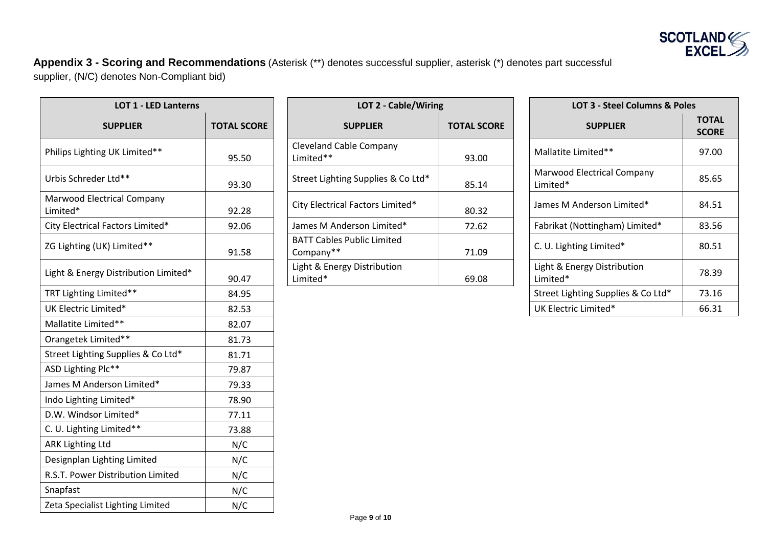**Appendix 3 - Scoring and Recommendations** (Asterisk (**) denotes successful supplier, asterisk (*) denotes part successful supplier, (N/C) denotes Non-Compliant bid)

| LOT 1 - LED Lanterns | |
|---|---|
| **SUPPLIER** | **TOTAL SCORE** |
| Philips Lighting UK Limited** | 95.50 |
| Urbis Schreder Ltd** | 93.30 |
| Marwood Electrical Company Limited* | 92.28 |
| City Electrical Factors Limited* | 92.06 |
| ZG Lighting (UK) Limited** | 91.58 |
| Light & Energy Distribution Limited* | 90.47 |
| TRT Lighting Limited** | 84.95 |
| UK Electric Limited* | 82.53 |
| Mallatite Limited** | 82.07 |
| Orangetek Limited** | 81.73 |
| Street Lighting Supplies & Co Ltd* | 81.71 |
| ASD Lighting Plc** | 79.87 |
| James M Anderson Limited* | 79.33 |
| Indo Lighting Limited* | 78.90 |
| D.W. Windsor Limited* | 77.11 |
| C. U. Lighting Limited** | 73.88 |
| ARK Lighting Ltd | N/C |
| Designplan Lighting Limited | N/C |
| R.S.T. Power Distribution Limited | N/C |
| Snapfast | N/C |
| Zeta Specialist Lighting Limited | N/C |

| LOT 2 - Cable/Wiring | |
|---|---|
| **SUPPLIER** | **TOTAL SCORE** |
| Cleveland Cable Company Limited** | 93.00 |
| Street Lighting Supplies & Co Ltd* | 85.14 |
| City Electrical Factors Limited* | 80.32 |
| James M Anderson Limited* | 72.62 |
| BATT Cables Public Limited Company** | 71.09 |
| Light & Energy Distribution Limited* | 69.08 |

| LOT 3 - Steel Columns & Poles | |
|---|---|
| **SUPPLIER** | **TOTAL SCORE** |
| Mallatite Limited** | 97.00 |
| Marwood Electrical Company Limited* | 85.65 |
| James M Anderson Limited* | 84.51 |
| Fabrikat (Nottingham) Limited* | 83.56 |
| C. U. Lighting Limited* | 80.51 |
| Light & Energy Distribution Limited* | 78.39 |
| Street Lighting Supplies & Co Ltd* | 73.16 |
| UK Electric Limited* | 66.31 |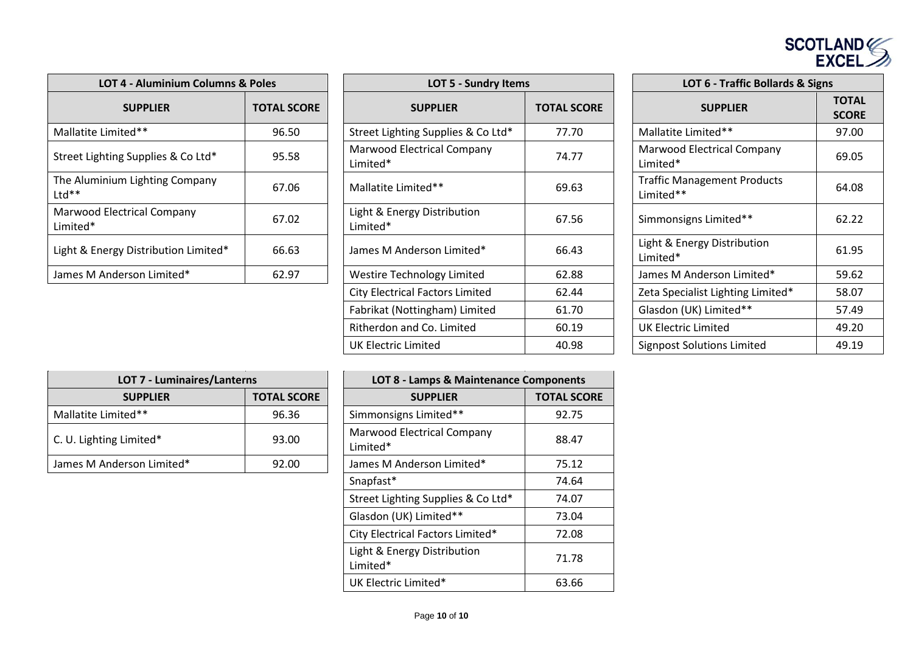| LOT 4 - Aluminium Columns & Poles | |
|---|---|
| **SUPPLIER** | **TOTAL SCORE** |
| Mallatite Limited** | 96.50 |
| Street Lighting Supplies & Co Ltd* | 95.58 |
| The Aluminium Lighting Company Ltd** | 67.06 |
| Marwood Electrical Company Limited* | 67.02 |
| Light & Energy Distribution Limited* | 66.63 |
| James M Anderson Limited* | 62.97 |

| LOT 5 - Sundry Items | |
|---|---|
| **SUPPLIER** | **TOTAL SCORE** |
| Street Lighting Supplies & Co Ltd* | 77.70 |
| Marwood Electrical Company Limited* | 74.77 |
| Mallatite Limited** | 69.63 |
| Light & Energy Distribution Limited* | 67.56 |
| James M Anderson Limited* | 66.43 |
| Westire Technology Limited | 62.88 |
| City Electrical Factors Limited | 62.44 |
| Fabrikat (Nottingham) Limited | 61.70 |
| Ritherdon and Co. Limited | 60.19 |
| UK Electric Limited | 40.98 |

| LOT 6 - Traffic Bollards & Signs | |
|---|---|
| **SUPPLIER** | **TOTAL SCORE** |
| Mallatite Limited** | 97.00 |
| Marwood Electrical Company Limited* | 69.05 |
| Traffic Management Products Limited** | 64.08 |
| Simmonsigns Limited** | 62.22 |
| Light & Energy Distribution Limited* | 61.95 |
| James M Anderson Limited* | 59.62 |
| Zeta Specialist Lighting Limited* | 58.07 |
| Glasdon (UK) Limited** | 57.49 |
| UK Electric Limited | 49.20 |
| Signpost Solutions Limited | 49.19 |

| LOT 7 - Luminaires/Lanterns | |
|---|---|
| **SUPPLIER** | **TOTAL SCORE** |
| Mallatite Limited** | 96.36 |
| C. U. Lighting Limited* | 93.00 |
| James M Anderson Limited* | 92.00 |

| LOT 8 - Lamps & Maintenance Components | |
|---|---|
| **SUPPLIER** | **TOTAL SCORE** |
| Simmonsigns Limited** | 92.75 |
| Marwood Electrical Company Limited* | 88.47 |
| James M Anderson Limited* | 75.12 |
| Snapfast* | 74.64 |
| Street Lighting Supplies & Co Ltd* | 74.07 |
| Glasdon (UK) Limited** | 73.04 |
| City Electrical Factors Limited* | 72.08 |
| Light & Energy Distribution Limited* | 71.78 |
| UK Electric Limited* | 63.66 |